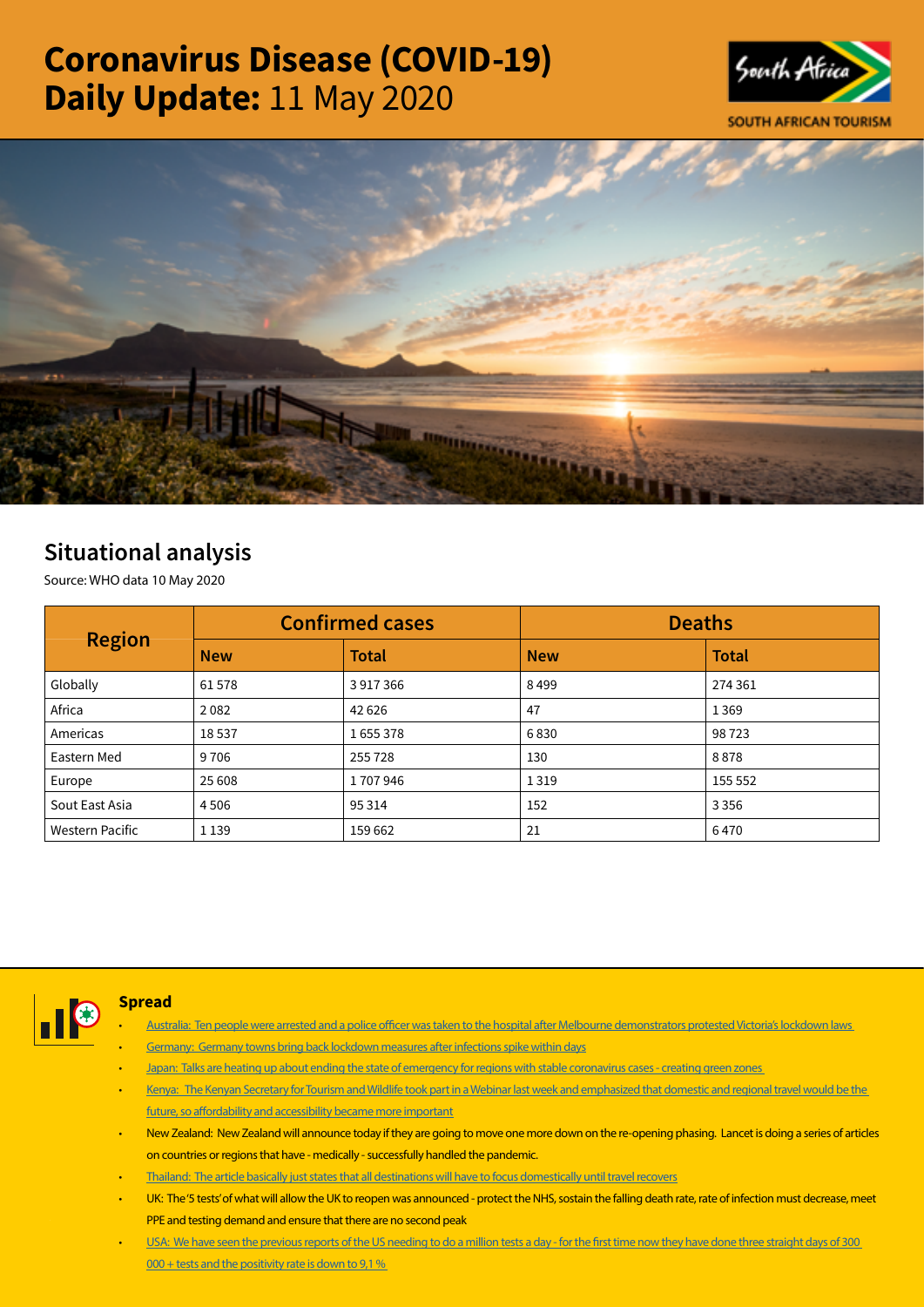# Coronavirus Disease (COVID-19) Daily Update: 11 May 2020

SOUTH AFRICAN TOURISM

## Situational analysis

Source: WHO data 10 May 2020

| Region | Confirmed cases | | Deaths | |
|---|---|---|---|---|
| | **New** | **Total** | **New** | **Total** |
| Globally | 61 578 | 3 917 366 | 8 499 | 274 361 |
| Africa | 2 082 | 42 626 | 47 | 1 369 |
| Americas | 18 537 | 1 655 378 | 6 830 | 98 723 |
| Eastern Med | 9 706 | 255 728 | 130 | 8 878 |
| Europe | 25 608 | 1 707 946 | 1 319 | 155 552 |
| Sout East Asia | 4 506 | 95 314 | 152 | 3 356 |
| Western Pacific | 1 139 | 159 662 | 21 | 6 470 |

### Spread

- Australia: Ten people were arrested and a police officer was taken to the hospital after Melbourne demonstrators protested Victoria's lockdown laws
- Germany: Germany towns bring back lockdown measures after infections spike within days
- Japan: Talks are heating up about ending the state of emergency for regions with stable coronavirus cases - creating green zones
- Kenya: The Kenyan Secretary for Tourism and Wildlife took part in a Webinar last week and emphasized that domestic and regional travel would be the future, so affordability and accessibility became more important
- New Zealand: New Zealand will announce today if they are going to move one more down on the re-opening phasing. Lancet is doing a series of articles on countries or regions that have - medically - successfully handled the pandemic.
- Thailand: The article basically just states that all destinations will have to focus domestically until travel recovers
- UK: The '5 tests' of what will allow the UK to reopen was announced - protect the NHS, sostain the falling death rate, rate of infection must decrease, meet PPE and testing demand and ensure that there are no second peak
- USA: We have seen the previous reports of the US needing to do a million tests a day - for the first time now they have done three straight days of 300 000 + tests and the positivity rate is down to 9,1 %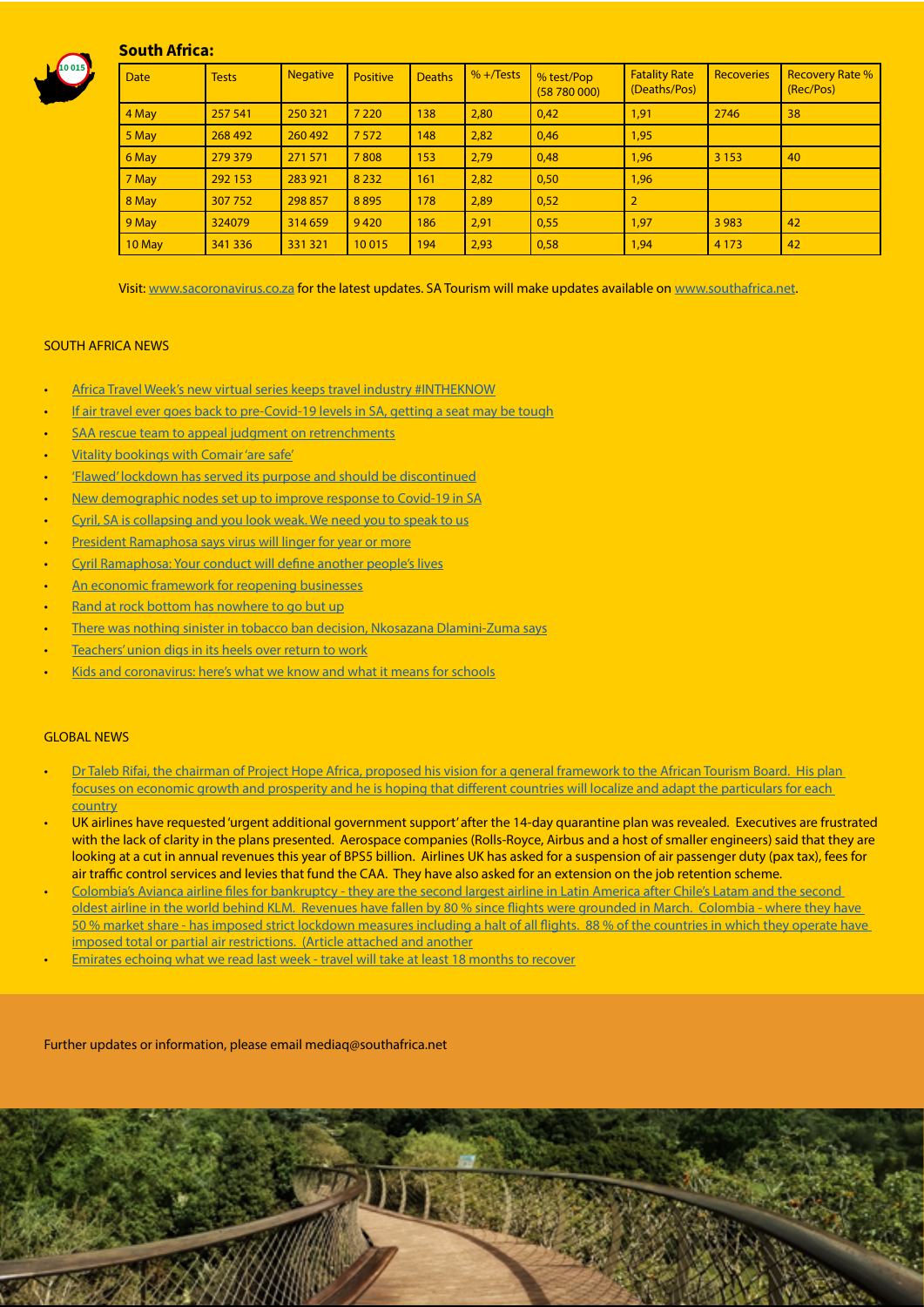## South Africa:

10 015

| Date | Tests | Negative | Positive | Deaths | % +/Tests | % test/Pop (58 780 000) | Fatality Rate (Deaths/Pos) | Recoveries | Recovery Rate % (Rec/Pos) |
|---|---|---|---|---|---|---|---|---|---|
| 4 May | 257 541 | 250 321 | 7 220 | 138 | 2,80 | 0,42 | 1,91 | 2746 | 38 |
| 5 May | 268 492 | 260 492 | 7 572 | 148 | 2,82 | 0,46 | 1,95 | | |
| 6 May | 279 379 | 271 571 | 7 808 | 153 | 2,79 | 0,48 | 1,96 | 3 153 | 40 |
| 7 May | 292 153 | 283 921 | 8 232 | 161 | 2,82 | 0,50 | 1,96 | | |
| 8 May | 307 752 | 298 857 | 8 895 | 178 | 2,89 | 0,52 | 2 | | |
| 9 May | 324079 | 314 659 | 9 420 | 186 | 2,91 | 0,55 | 1,97 | 3 983 | 42 |
| 10 May | 341 336 | 331 321 | 10 015 | 194 | 2,93 | 0,58 | 1,94 | 4 173 | 42 |

Visit: www.sacoronavirus.co.za for the latest updates. SA Tourism will make updates available on www.southafrica.net.

SOUTH AFRICA NEWS

- Africa Travel Week's new virtual series keeps travel industry #INTHEKNOW
- If air travel ever goes back to pre-Covid-19 levels in SA, getting a seat may be tough
- SAA rescue team to appeal judgment on retrenchments
- Vitality bookings with Comair 'are safe'
- 'Flawed' lockdown has served its purpose and should be discontinued
- New demographic nodes set up to improve response to Covid-19 in SA
- Cyril, SA is collapsing and you look weak. We need you to speak to us
- President Ramaphosa says virus will linger for year or more
- Cyril Ramaphosa: Your conduct will define another people's lives
- An economic framework for reopening businesses
- Rand at rock bottom has nowhere to go but up
- There was nothing sinister in tobacco ban decision, Nkosazana Dlamini-Zuma says
- Teachers' union digs in its heels over return to work
- Kids and coronavirus: here's what we know and what it means for schools

GLOBAL NEWS

- Dr Taleb Rifai, the chairman of Project Hope Africa, proposed his vision for a general framework to the African Tourism Board. His plan focuses on economic growth and prosperity and he is hoping that different countries will localize and adapt the particulars for each country
- UK airlines have requested 'urgent additional government support' after the 14-day quarantine plan was revealed. Executives are frustrated with the lack of clarity in the plans presented. Aerospace companies (Rolls-Royce, Airbus and a host of smaller engineers) said that they are looking at a cut in annual revenues this year of BPS5 billion. Airlines UK has asked for a suspension of air passenger duty (pax tax), fees for air traffic control services and levies that fund the CAA. They have also asked for an extension on the job retention scheme.
- Colombia's Avianca airline files for bankruptcy - they are the second largest airline in Latin America after Chile's Latam and the second oldest airline in the world behind KLM. Revenues have fallen by 80 % since flights were grounded in March. Colombia - where they have 50 % market share - has imposed strict lockdown measures including a halt of all flights. 88 % of the countries in which they operate have imposed total or partial air restrictions. (Article attached and another
- Emirates echoing what we read last week - travel will take at least 18 months to recover

Further updates or information, please email mediaq@southafrica.net